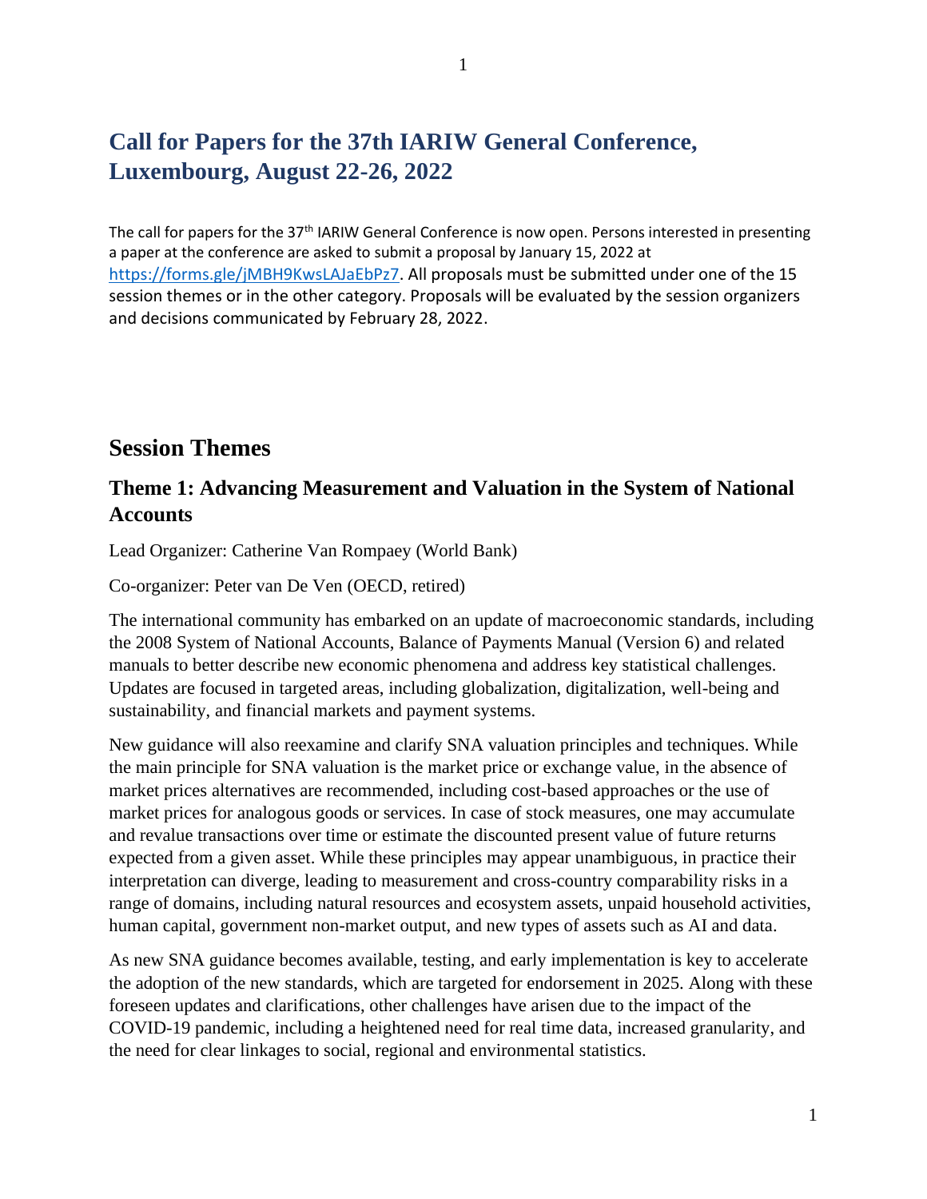# Call for Papers for the 37th IARIW General Conference, Luxembourg, August 22-26, 2022

The call for papers for the 37th IARIW General Conference is now open. Persons interested in presenting a paper at the conference are asked to submit a proposal by January 15, 2022 at https://forms.gle/jMBH9KwsLAJaEbPz7. All proposals must be submitted under one of the 15 session themes or in the other category. Proposals will be evaluated by the session organizers and decisions communicated by February 28, 2022.

## Session Themes

### Theme 1: Advancing Measurement and Valuation in the System of National Accounts

Lead Organizer: Catherine Van Rompaey (World Bank)

Co-organizer: Peter van De Ven (OECD, retired)

The international community has embarked on an update of macroeconomic standards, including the 2008 System of National Accounts, Balance of Payments Manual (Version 6) and related manuals to better describe new economic phenomena and address key statistical challenges. Updates are focused in targeted areas, including globalization, digitalization, well-being and sustainability, and financial markets and payment systems.

New guidance will also reexamine and clarify SNA valuation principles and techniques. While the main principle for SNA valuation is the market price or exchange value, in the absence of market prices alternatives are recommended, including cost-based approaches or the use of market prices for analogous goods or services. In case of stock measures, one may accumulate and revalue transactions over time or estimate the discounted present value of future returns expected from a given asset. While these principles may appear unambiguous, in practice their interpretation can diverge, leading to measurement and cross-country comparability risks in a range of domains, including natural resources and ecosystem assets, unpaid household activities, human capital, government non-market output, and new types of assets such as AI and data.

As new SNA guidance becomes available, testing, and early implementation is key to accelerate the adoption of the new standards, which are targeted for endorsement in 2025. Along with these foreseen updates and clarifications, other challenges have arisen due to the impact of the COVID-19 pandemic, including a heightened need for real time data, increased granularity, and the need for clear linkages to social, regional and environmental statistics.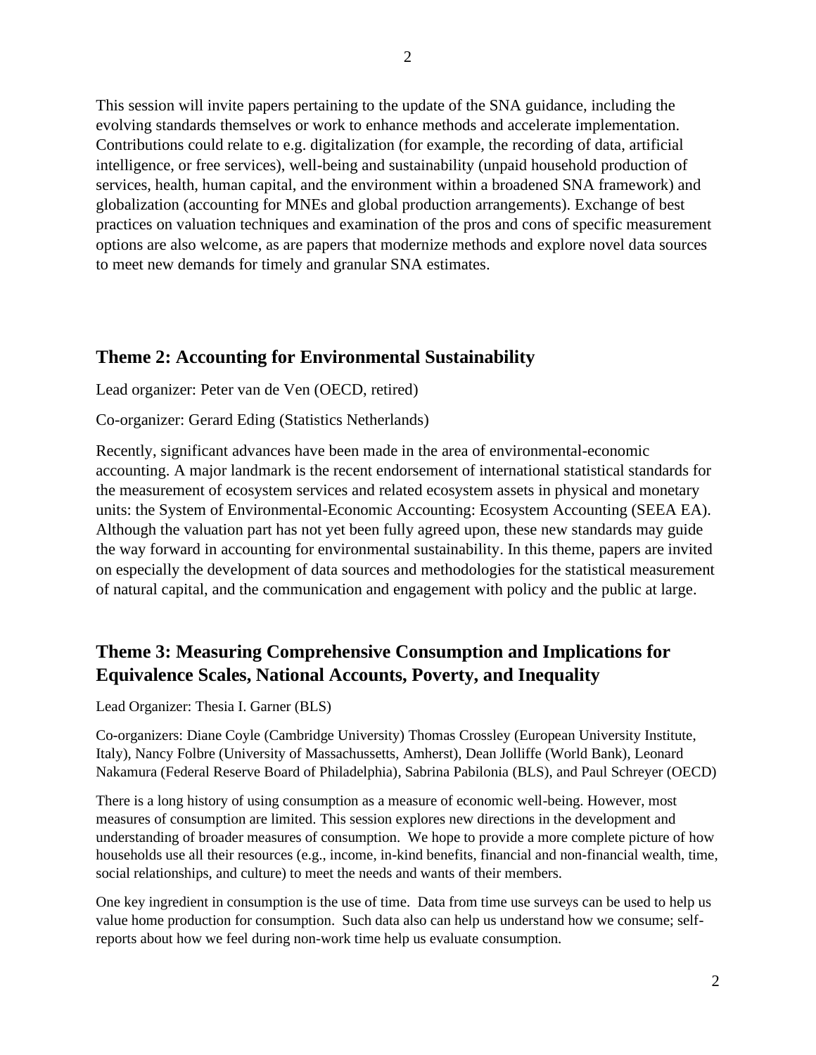This session will invite papers pertaining to the update of the SNA guidance, including the evolving standards themselves or work to enhance methods and accelerate implementation. Contributions could relate to e.g. digitalization (for example, the recording of data, artificial intelligence, or free services), well-being and sustainability (unpaid household production of services, health, human capital, and the environment within a broadened SNA framework) and globalization (accounting for MNEs and global production arrangements). Exchange of best practices on valuation techniques and examination of the pros and cons of specific measurement options are also welcome, as are papers that modernize methods and explore novel data sources to meet new demands for timely and granular SNA estimates.

## Theme 2: Accounting for Environmental Sustainability

Lead organizer: Peter van de Ven (OECD, retired)

Co-organizer: Gerard Eding (Statistics Netherlands)

Recently, significant advances have been made in the area of environmental-economic accounting. A major landmark is the recent endorsement of international statistical standards for the measurement of ecosystem services and related ecosystem assets in physical and monetary units: the System of Environmental-Economic Accounting: Ecosystem Accounting (SEEA EA). Although the valuation part has not yet been fully agreed upon, these new standards may guide the way forward in accounting for environmental sustainability. In this theme, papers are invited on especially the development of data sources and methodologies for the statistical measurement of natural capital, and the communication and engagement with policy and the public at large.

## Theme 3: Measuring Comprehensive Consumption and Implications for Equivalence Scales, National Accounts, Poverty, and Inequality

Lead Organizer: Thesia I. Garner (BLS)

Co-organizers: Diane Coyle (Cambridge University) Thomas Crossley (European University Institute, Italy), Nancy Folbre (University of Massachussetts, Amherst), Dean Jolliffe (World Bank), Leonard Nakamura (Federal Reserve Board of Philadelphia), Sabrina Pabilonia (BLS), and Paul Schreyer (OECD)

There is a long history of using consumption as a measure of economic well-being. However, most measures of consumption are limited. This session explores new directions in the development and understanding of broader measures of consumption. We hope to provide a more complete picture of how households use all their resources (e.g., income, in-kind benefits, financial and non-financial wealth, time, social relationships, and culture) to meet the needs and wants of their members.

One key ingredient in consumption is the use of time. Data from time use surveys can be used to help us value home production for consumption. Such data also can help us understand how we consume; self-reports about how we feel during non-work time help us evaluate consumption.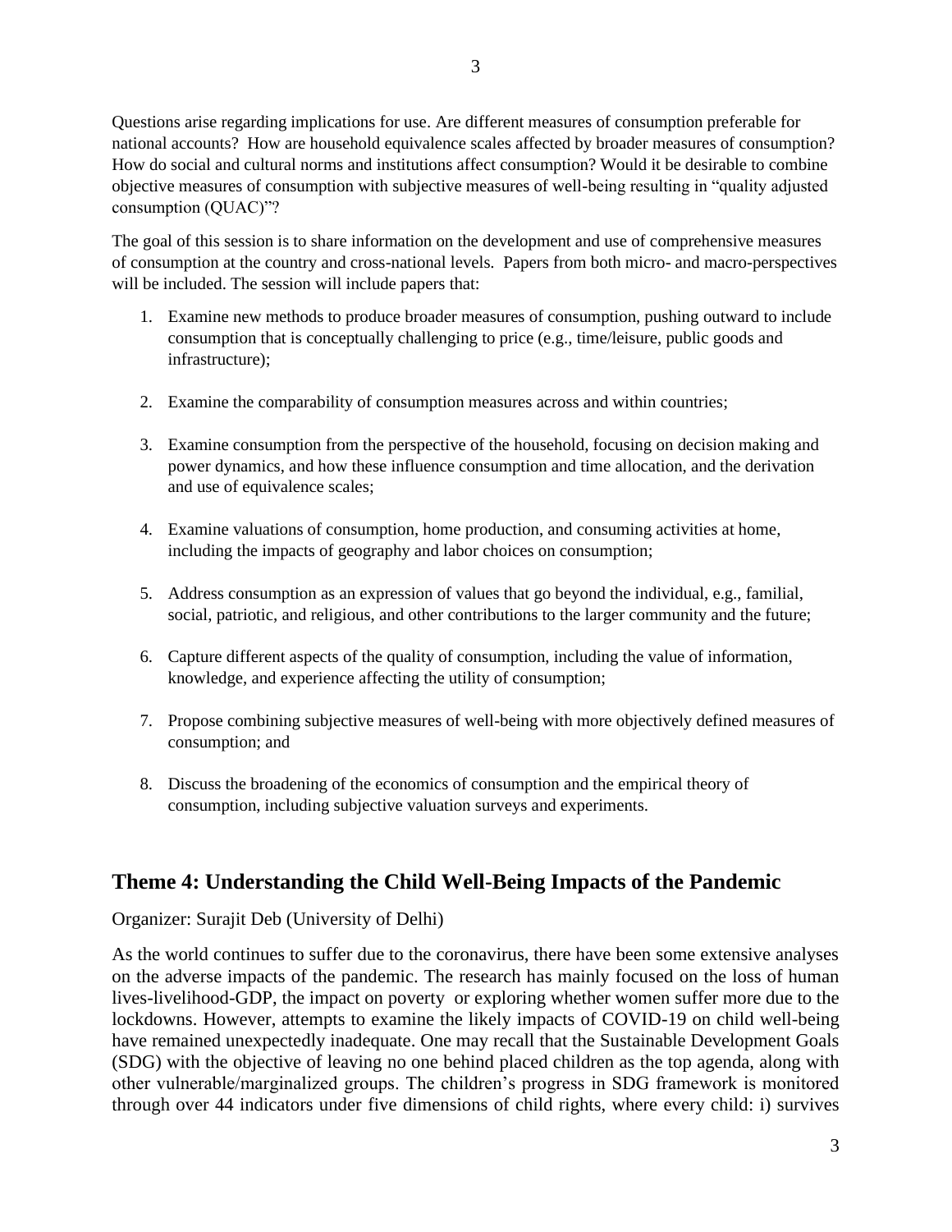Questions arise regarding implications for use. Are different measures of consumption preferable for national accounts? How are household equivalence scales affected by broader measures of consumption? How do social and cultural norms and institutions affect consumption? Would it be desirable to combine objective measures of consumption with subjective measures of well-being resulting in "quality adjusted consumption (QUAC)"?

The goal of this session is to share information on the development and use of comprehensive measures of consumption at the country and cross-national levels. Papers from both micro- and macro-perspectives will be included. The session will include papers that:

1. Examine new methods to produce broader measures of consumption, pushing outward to include consumption that is conceptually challenging to price (e.g., time/leisure, public goods and infrastructure);

2. Examine the comparability of consumption measures across and within countries;

3. Examine consumption from the perspective of the household, focusing on decision making and power dynamics, and how these influence consumption and time allocation, and the derivation and use of equivalence scales;

4. Examine valuations of consumption, home production, and consuming activities at home, including the impacts of geography and labor choices on consumption;

5. Address consumption as an expression of values that go beyond the individual, e.g., familial, social, patriotic, and religious, and other contributions to the larger community and the future;

6. Capture different aspects of the quality of consumption, including the value of information, knowledge, and experience affecting the utility of consumption;

7. Propose combining subjective measures of well-being with more objectively defined measures of consumption; and

8. Discuss the broadening of the economics of consumption and the empirical theory of consumption, including subjective valuation surveys and experiments.

## Theme 4: Understanding the Child Well-Being Impacts of the Pandemic

Organizer: Surajit Deb (University of Delhi)

As the world continues to suffer due to the coronavirus, there have been some extensive analyses on the adverse impacts of the pandemic. The research has mainly focused on the loss of human lives-livelihood-GDP, the impact on poverty or exploring whether women suffer more due to the lockdowns. However, attempts to examine the likely impacts of COVID-19 on child well-being have remained unexpectedly inadequate. One may recall that the Sustainable Development Goals (SDG) with the objective of leaving no one behind placed children as the top agenda, along with other vulnerable/marginalized groups. The children's progress in SDG framework is monitored through over 44 indicators under five dimensions of child rights, where every child: i) survives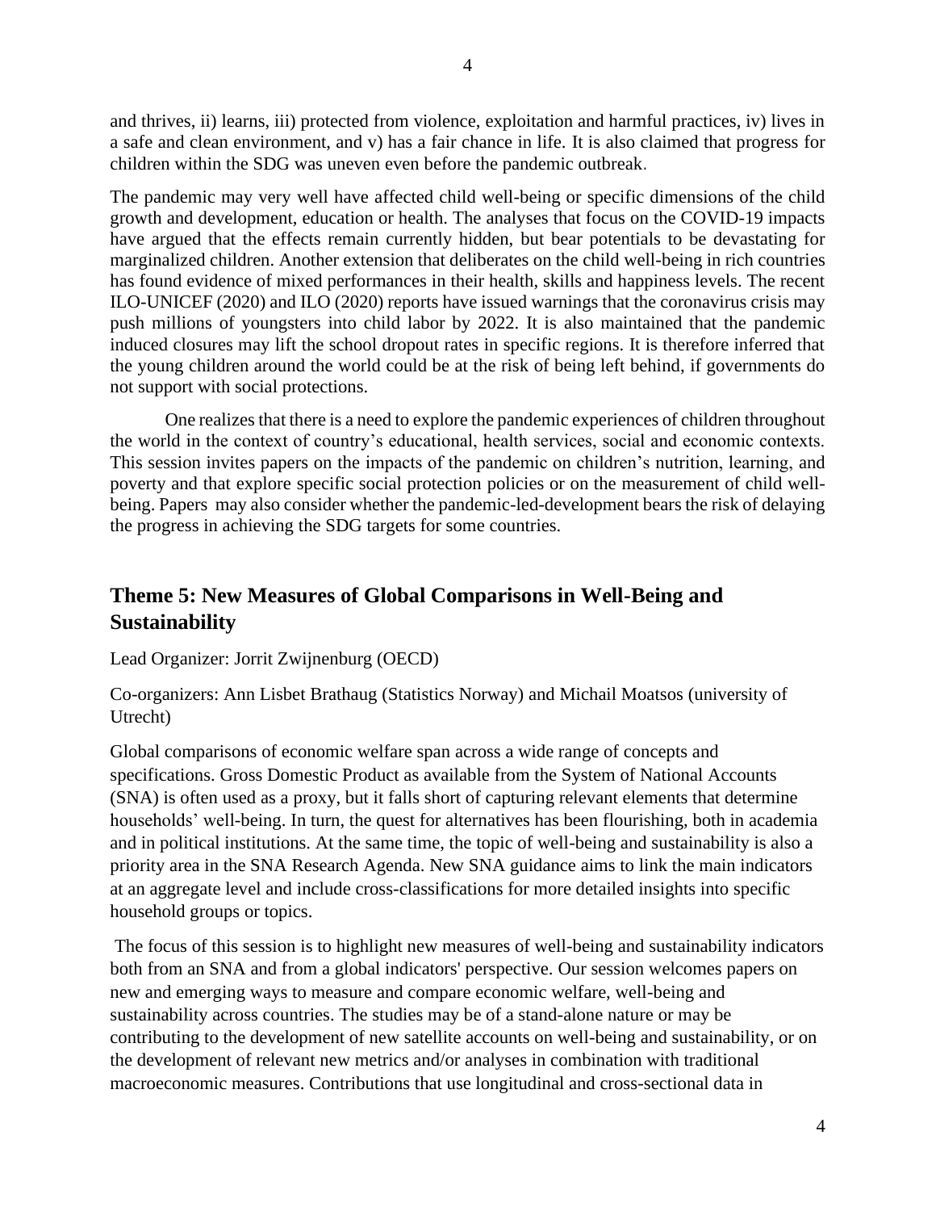and thrives, ii) learns, iii) protected from violence, exploitation and harmful practices, iv) lives in a safe and clean environment, and v) has a fair chance in life. It is also claimed that progress for children within the SDG was uneven even before the pandemic outbreak.

The pandemic may very well have affected child well-being or specific dimensions of the child growth and development, education or health. The analyses that focus on the COVID-19 impacts have argued that the effects remain currently hidden, but bear potentials to be devastating for marginalized children. Another extension that deliberates on the child well-being in rich countries has found evidence of mixed performances in their health, skills and happiness levels. The recent ILO-UNICEF (2020) and ILO (2020) reports have issued warnings that the coronavirus crisis may push millions of youngsters into child labor by 2022. It is also maintained that the pandemic induced closures may lift the school dropout rates in specific regions. It is therefore inferred that the young children around the world could be at the risk of being left behind, if governments do not support with social protections.

One realizes that there is a need to explore the pandemic experiences of children throughout the world in the context of country's educational, health services, social and economic contexts. This session invites papers on the impacts of the pandemic on children's nutrition, learning, and poverty and that explore specific social protection policies or on the measurement of child well-being. Papers may also consider whether the pandemic-led-development bears the risk of delaying the progress in achieving the SDG targets for some countries.

## Theme 5: New Measures of Global Comparisons in Well-Being and Sustainability

Lead Organizer: Jorrit Zwijnenburg (OECD)

Co-organizers: Ann Lisbet Brathaug (Statistics Norway) and Michail Moatsos (university of Utrecht)

Global comparisons of economic welfare span across a wide range of concepts and specifications. Gross Domestic Product as available from the System of National Accounts (SNA) is often used as a proxy, but it falls short of capturing relevant elements that determine households' well-being. In turn, the quest for alternatives has been flourishing, both in academia and in political institutions. At the same time, the topic of well-being and sustainability is also a priority area in the SNA Research Agenda. New SNA guidance aims to link the main indicators at an aggregate level and include cross-classifications for more detailed insights into specific household groups or topics.

The focus of this session is to highlight new measures of well-being and sustainability indicators both from an SNA and from a global indicators' perspective. Our session welcomes papers on new and emerging ways to measure and compare economic welfare, well-being and sustainability across countries. The studies may be of a stand-alone nature or may be contributing to the development of new satellite accounts on well-being and sustainability, or on the development of relevant new metrics and/or analyses in combination with traditional macroeconomic measures. Contributions that use longitudinal and cross-sectional data in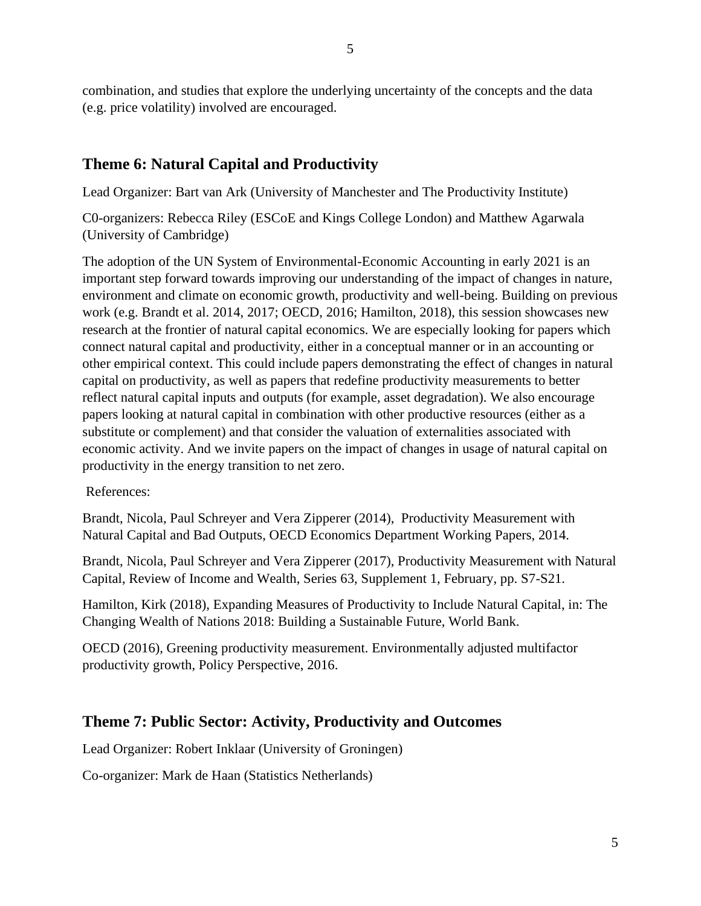combination, and studies that explore the underlying uncertainty of the concepts and the data (e.g. price volatility) involved are encouraged.

## Theme 6: Natural Capital and Productivity

Lead Organizer: Bart van Ark (University of Manchester and The Productivity Institute)

C0-organizers: Rebecca Riley (ESCoE and Kings College London) and Matthew Agarwala (University of Cambridge)

The adoption of the UN System of Environmental-Economic Accounting in early 2021 is an important step forward towards improving our understanding of the impact of changes in nature, environment and climate on economic growth, productivity and well-being. Building on previous work (e.g. Brandt et al. 2014, 2017; OECD, 2016; Hamilton, 2018), this session showcases new research at the frontier of natural capital economics. We are especially looking for papers which connect natural capital and productivity, either in a conceptual manner or in an accounting or other empirical context. This could include papers demonstrating the effect of changes in natural capital on productivity, as well as papers that redefine productivity measurements to better reflect natural capital inputs and outputs (for example, asset degradation). We also encourage papers looking at natural capital in combination with other productive resources (either as a substitute or complement) and that consider the valuation of externalities associated with economic activity. And we invite papers on the impact of changes in usage of natural capital on productivity in the energy transition to net zero.

References:

Brandt, Nicola, Paul Schreyer and Vera Zipperer (2014), Productivity Measurement with Natural Capital and Bad Outputs, OECD Economics Department Working Papers, 2014.

Brandt, Nicola, Paul Schreyer and Vera Zipperer (2017), Productivity Measurement with Natural Capital, Review of Income and Wealth, Series 63, Supplement 1, February, pp. S7-S21.

Hamilton, Kirk (2018), Expanding Measures of Productivity to Include Natural Capital, in: The Changing Wealth of Nations 2018: Building a Sustainable Future, World Bank.

OECD (2016), Greening productivity measurement. Environmentally adjusted multifactor productivity growth, Policy Perspective, 2016.

## Theme 7: Public Sector: Activity, Productivity and Outcomes

Lead Organizer: Robert Inklaar (University of Groningen)

Co-organizer: Mark de Haan (Statistics Netherlands)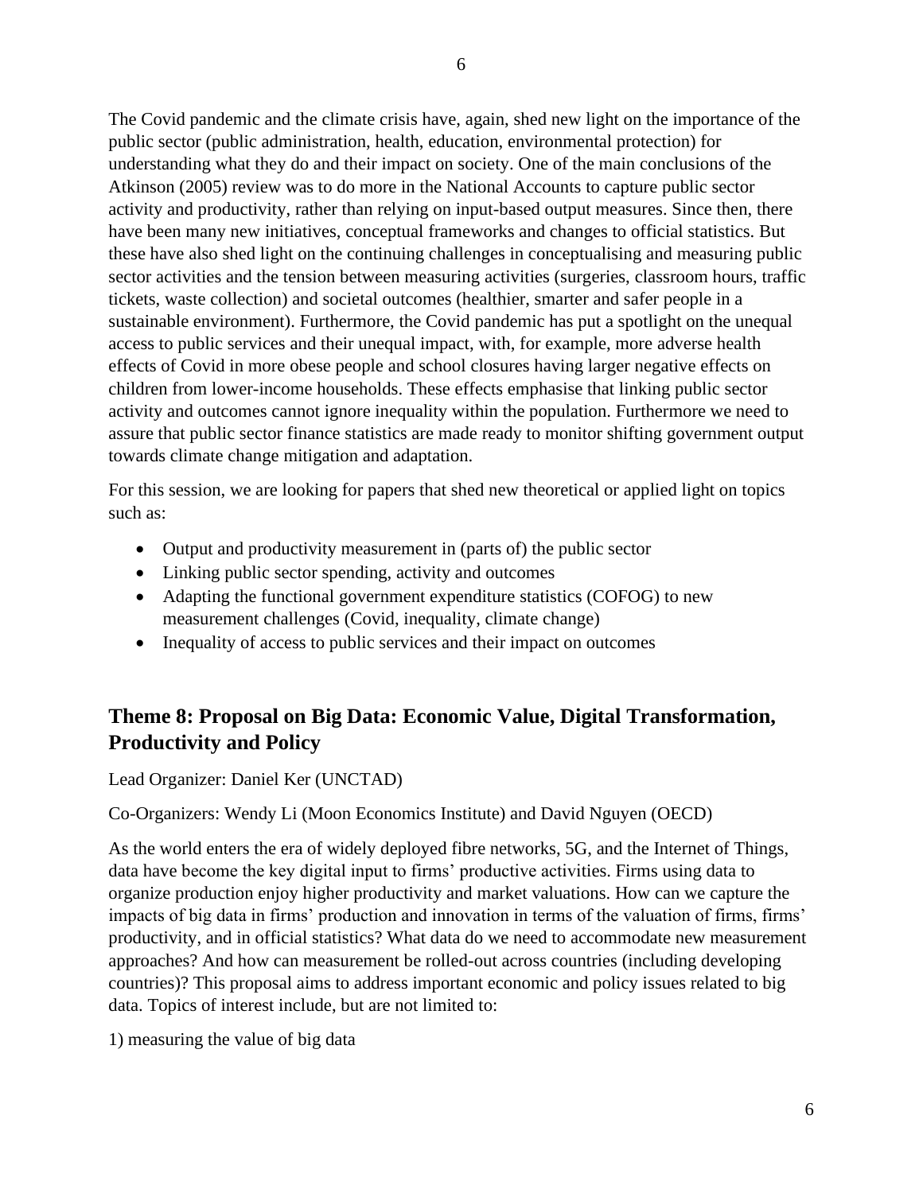The Covid pandemic and the climate crisis have, again, shed new light on the importance of the public sector (public administration, health, education, environmental protection) for understanding what they do and their impact on society. One of the main conclusions of the Atkinson (2005) review was to do more in the National Accounts to capture public sector activity and productivity, rather than relying on input-based output measures. Since then, there have been many new initiatives, conceptual frameworks and changes to official statistics. But these have also shed light on the continuing challenges in conceptualising and measuring public sector activities and the tension between measuring activities (surgeries, classroom hours, traffic tickets, waste collection) and societal outcomes (healthier, smarter and safer people in a sustainable environment). Furthermore, the Covid pandemic has put a spotlight on the unequal access to public services and their unequal impact, with, for example, more adverse health effects of Covid in more obese people and school closures having larger negative effects on children from lower-income households. These effects emphasise that linking public sector activity and outcomes cannot ignore inequality within the population. Furthermore we need to assure that public sector finance statistics are made ready to monitor shifting government output towards climate change mitigation and adaptation.

For this session, we are looking for papers that shed new theoretical or applied light on topics such as:

- Output and productivity measurement in (parts of) the public sector
- Linking public sector spending, activity and outcomes
- Adapting the functional government expenditure statistics (COFOG) to new measurement challenges (Covid, inequality, climate change)
- Inequality of access to public services and their impact on outcomes

## Theme 8: Proposal on Big Data: Economic Value, Digital Transformation, Productivity and Policy

Lead Organizer: Daniel Ker (UNCTAD)

Co-Organizers: Wendy Li (Moon Economics Institute) and David Nguyen (OECD)

As the world enters the era of widely deployed fibre networks, 5G, and the Internet of Things, data have become the key digital input to firms' productive activities. Firms using data to organize production enjoy higher productivity and market valuations. How can we capture the impacts of big data in firms' production and innovation in terms of the valuation of firms, firms' productivity, and in official statistics? What data do we need to accommodate new measurement approaches? And how can measurement be rolled-out across countries (including developing countries)? This proposal aims to address important economic and policy issues related to big data. Topics of interest include, but are not limited to:

1) measuring the value of big data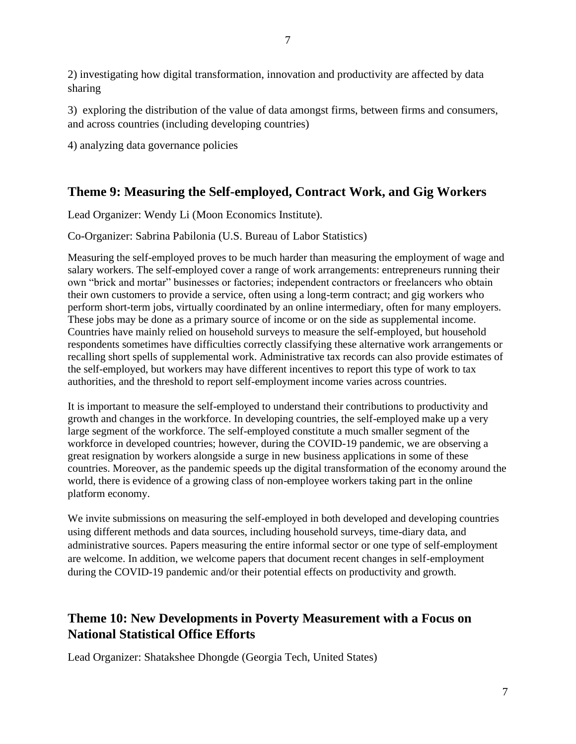2) investigating how digital transformation, innovation and productivity are affected by data sharing

3) exploring the distribution of the value of data amongst firms, between firms and consumers, and across countries (including developing countries)

4) analyzing data governance policies

## Theme 9: Measuring the Self-employed, Contract Work, and Gig Workers

Lead Organizer: Wendy Li (Moon Economics Institute).

Co-Organizer: Sabrina Pabilonia (U.S. Bureau of Labor Statistics)

Measuring the self-employed proves to be much harder than measuring the employment of wage and salary workers. The self-employed cover a range of work arrangements: entrepreneurs running their own "brick and mortar" businesses or factories; independent contractors or freelancers who obtain their own customers to provide a service, often using a long-term contract; and gig workers who perform short-term jobs, virtually coordinated by an online intermediary, often for many employers. These jobs may be done as a primary source of income or on the side as supplemental income. Countries have mainly relied on household surveys to measure the self-employed, but household respondents sometimes have difficulties correctly classifying these alternative work arrangements or recalling short spells of supplemental work. Administrative tax records can also provide estimates of the self-employed, but workers may have different incentives to report this type of work to tax authorities, and the threshold to report self-employment income varies across countries.

It is important to measure the self-employed to understand their contributions to productivity and growth and changes in the workforce. In developing countries, the self-employed make up a very large segment of the workforce. The self-employed constitute a much smaller segment of the workforce in developed countries; however, during the COVID-19 pandemic, we are observing a great resignation by workers alongside a surge in new business applications in some of these countries. Moreover, as the pandemic speeds up the digital transformation of the economy around the world, there is evidence of a growing class of non-employee workers taking part in the online platform economy.

We invite submissions on measuring the self-employed in both developed and developing countries using different methods and data sources, including household surveys, time-diary data, and administrative sources. Papers measuring the entire informal sector or one type of self-employment are welcome. In addition, we welcome papers that document recent changes in self-employment during the COVID-19 pandemic and/or their potential effects on productivity and growth.

## Theme 10: New Developments in Poverty Measurement with a Focus on National Statistical Office Efforts

Lead Organizer: Shatakshee Dhongde (Georgia Tech, United States)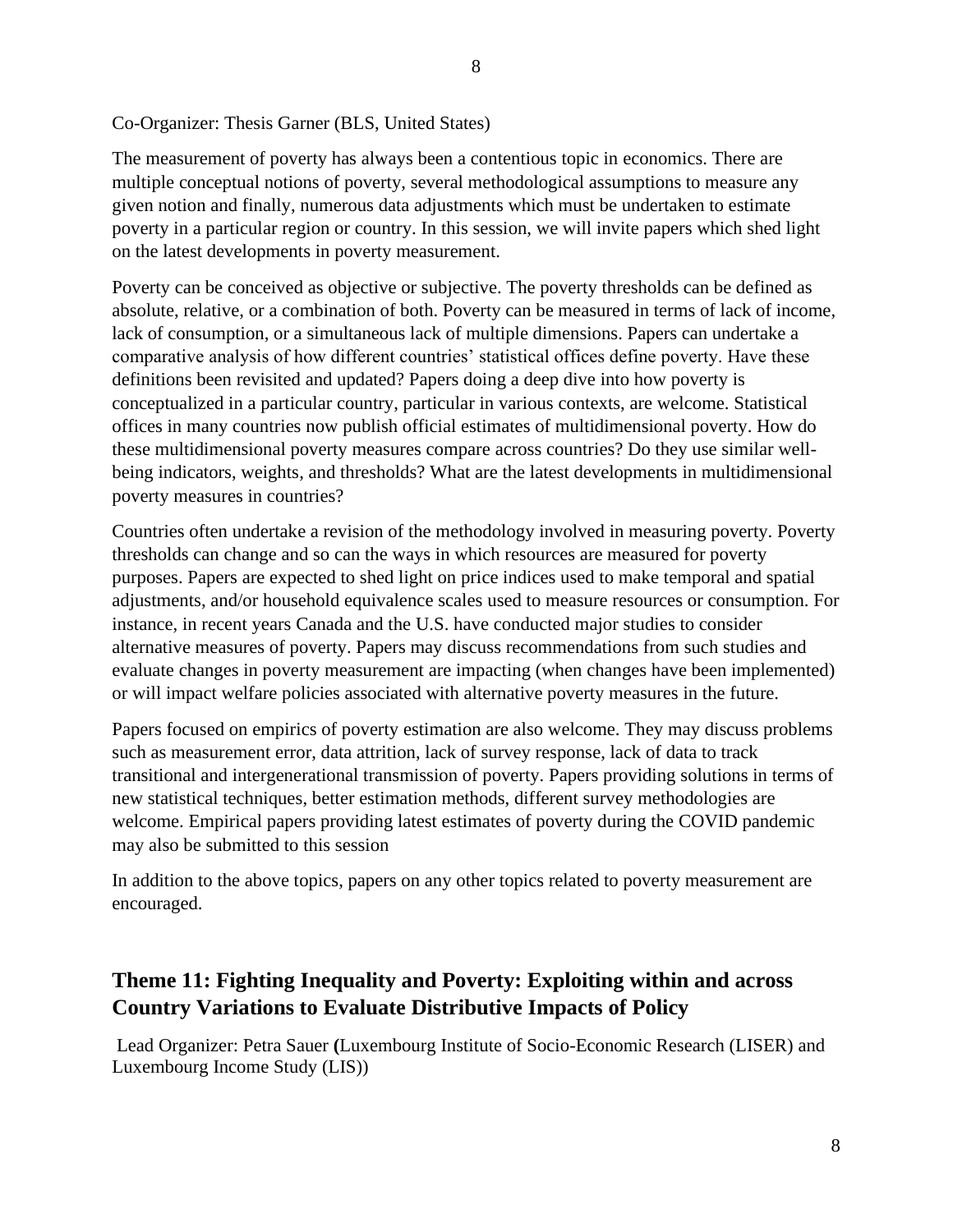Co-Organizer: Thesis Garner (BLS, United States)

The measurement of poverty has always been a contentious topic in economics. There are multiple conceptual notions of poverty, several methodological assumptions to measure any given notion and finally, numerous data adjustments which must be undertaken to estimate poverty in a particular region or country. In this session, we will invite papers which shed light on the latest developments in poverty measurement.

Poverty can be conceived as objective or subjective. The poverty thresholds can be defined as absolute, relative, or a combination of both. Poverty can be measured in terms of lack of income, lack of consumption, or a simultaneous lack of multiple dimensions. Papers can undertake a comparative analysis of how different countries' statistical offices define poverty. Have these definitions been revisited and updated? Papers doing a deep dive into how poverty is conceptualized in a particular country, particular in various contexts, are welcome. Statistical offices in many countries now publish official estimates of multidimensional poverty. How do these multidimensional poverty measures compare across countries? Do they use similar well-being indicators, weights, and thresholds? What are the latest developments in multidimensional poverty measures in countries?

Countries often undertake a revision of the methodology involved in measuring poverty. Poverty thresholds can change and so can the ways in which resources are measured for poverty purposes. Papers are expected to shed light on price indices used to make temporal and spatial adjustments, and/or household equivalence scales used to measure resources or consumption. For instance, in recent years Canada and the U.S. have conducted major studies to consider alternative measures of poverty. Papers may discuss recommendations from such studies and evaluate changes in poverty measurement are impacting (when changes have been implemented) or will impact welfare policies associated with alternative poverty measures in the future.

Papers focused on empirics of poverty estimation are also welcome. They may discuss problems such as measurement error, data attrition, lack of survey response, lack of data to track transitional and intergenerational transmission of poverty. Papers providing solutions in terms of new statistical techniques, better estimation methods, different survey methodologies are welcome. Empirical papers providing latest estimates of poverty during the COVID pandemic may also be submitted to this session

In addition to the above topics, papers on any other topics related to poverty measurement are encouraged.

## Theme 11: Fighting Inequality and Poverty: Exploiting within and across Country Variations to Evaluate Distributive Impacts of Policy

Lead Organizer: Petra Sauer **(**Luxembourg Institute of Socio-Economic Research (LISER) and Luxembourg Income Study (LIS))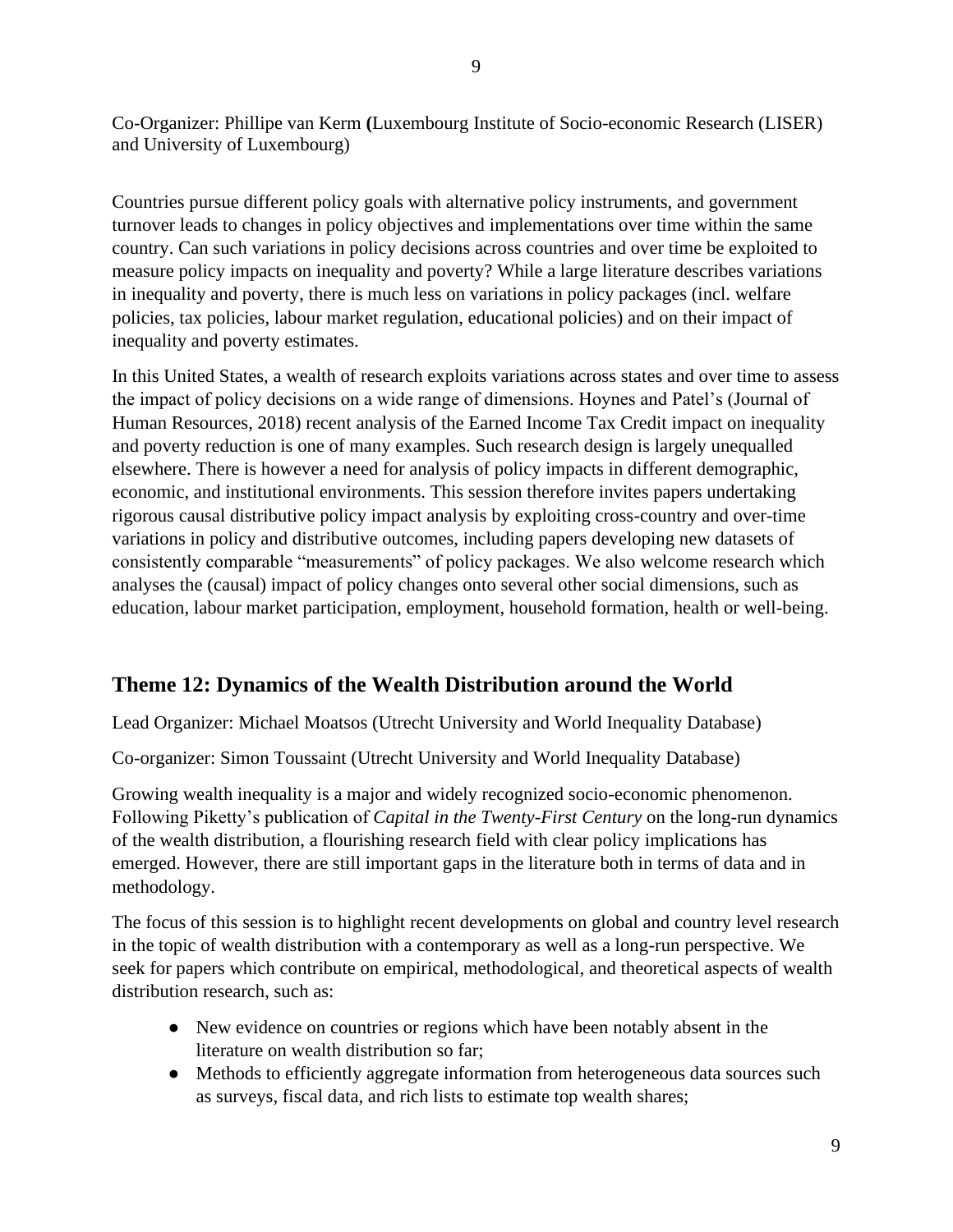Co-Organizer: Phillipe van Kerm **(**Luxembourg Institute of Socio-economic Research (LISER) and University of Luxembourg)

Countries pursue different policy goals with alternative policy instruments, and government turnover leads to changes in policy objectives and implementations over time within the same country. Can such variations in policy decisions across countries and over time be exploited to measure policy impacts on inequality and poverty? While a large literature describes variations in inequality and poverty, there is much less on variations in policy packages (incl. welfare policies, tax policies, labour market regulation, educational policies) and on their impact of inequality and poverty estimates.

In this United States, a wealth of research exploits variations across states and over time to assess the impact of policy decisions on a wide range of dimensions. Hoynes and Patel's (Journal of Human Resources, 2018) recent analysis of the Earned Income Tax Credit impact on inequality and poverty reduction is one of many examples. Such research design is largely unequalled elsewhere. There is however a need for analysis of policy impacts in different demographic, economic, and institutional environments. This session therefore invites papers undertaking rigorous causal distributive policy impact analysis by exploiting cross-country and over-time variations in policy and distributive outcomes, including papers developing new datasets of consistently comparable "measurements" of policy packages. We also welcome research which analyses the (causal) impact of policy changes onto several other social dimensions, such as education, labour market participation, employment, household formation, health or well-being.

## Theme 12: Dynamics of the Wealth Distribution around the World

Lead Organizer: Michael Moatsos (Utrecht University and World Inequality Database)

Co-organizer: Simon Toussaint (Utrecht University and World Inequality Database)

Growing wealth inequality is a major and widely recognized socio-economic phenomenon. Following Piketty's publication of *Capital in the Twenty-First Century* on the long-run dynamics of the wealth distribution, a flourishing research field with clear policy implications has emerged. However, there are still important gaps in the literature both in terms of data and in methodology.

The focus of this session is to highlight recent developments on global and country level research in the topic of wealth distribution with a contemporary as well as a long-run perspective. We seek for papers which contribute on empirical, methodological, and theoretical aspects of wealth distribution research, such as:

- New evidence on countries or regions which have been notably absent in the literature on wealth distribution so far;
- Methods to efficiently aggregate information from heterogeneous data sources such as surveys, fiscal data, and rich lists to estimate top wealth shares;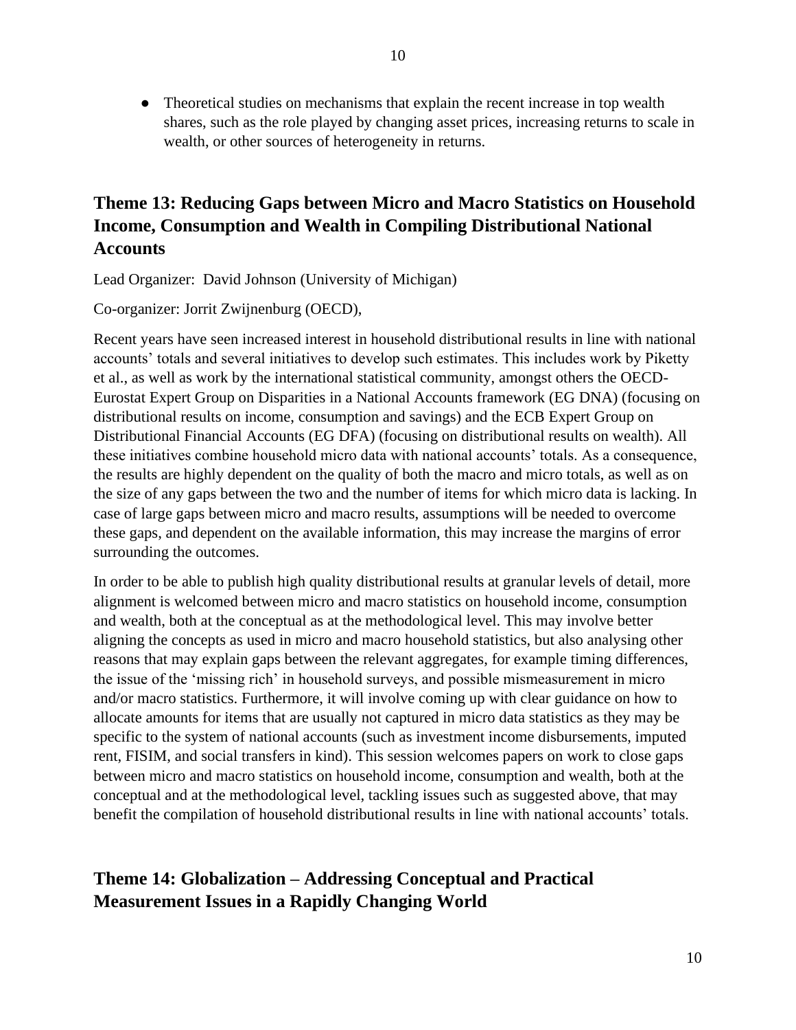- Theoretical studies on mechanisms that explain the recent increase in top wealth shares, such as the role played by changing asset prices, increasing returns to scale in wealth, or other sources of heterogeneity in returns.

## Theme 13: Reducing Gaps between Micro and Macro Statistics on Household Income, Consumption and Wealth in Compiling Distributional National Accounts

Lead Organizer: David Johnson (University of Michigan)

Co-organizer: Jorrit Zwijnenburg (OECD),

Recent years have seen increased interest in household distributional results in line with national accounts' totals and several initiatives to develop such estimates. This includes work by Piketty et al., as well as work by the international statistical community, amongst others the OECD-Eurostat Expert Group on Disparities in a National Accounts framework (EG DNA) (focusing on distributional results on income, consumption and savings) and the ECB Expert Group on Distributional Financial Accounts (EG DFA) (focusing on distributional results on wealth). All these initiatives combine household micro data with national accounts' totals. As a consequence, the results are highly dependent on the quality of both the macro and micro totals, as well as on the size of any gaps between the two and the number of items for which micro data is lacking. In case of large gaps between micro and macro results, assumptions will be needed to overcome these gaps, and dependent on the available information, this may increase the margins of error surrounding the outcomes.

In order to be able to publish high quality distributional results at granular levels of detail, more alignment is welcomed between micro and macro statistics on household income, consumption and wealth, both at the conceptual as at the methodological level. This may involve better aligning the concepts as used in micro and macro household statistics, but also analysing other reasons that may explain gaps between the relevant aggregates, for example timing differences, the issue of the 'missing rich' in household surveys, and possible mismeasurement in micro and/or macro statistics. Furthermore, it will involve coming up with clear guidance on how to allocate amounts for items that are usually not captured in micro data statistics as they may be specific to the system of national accounts (such as investment income disbursements, imputed rent, FISIM, and social transfers in kind). This session welcomes papers on work to close gaps between micro and macro statistics on household income, consumption and wealth, both at the conceptual and at the methodological level, tackling issues such as suggested above, that may benefit the compilation of household distributional results in line with national accounts' totals.

## Theme 14: Globalization – Addressing Conceptual and Practical Measurement Issues in a Rapidly Changing World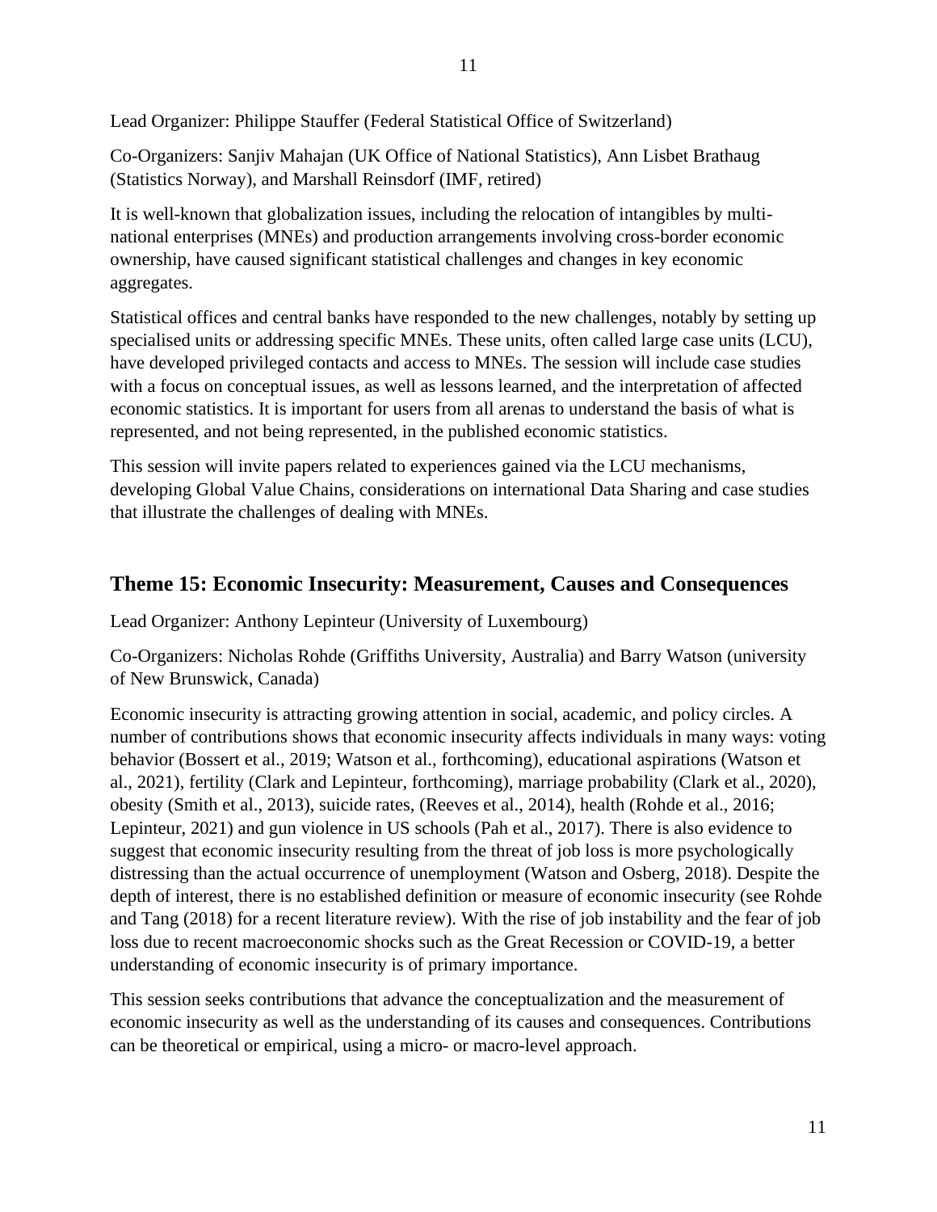Lead Organizer: Philippe Stauffer (Federal Statistical Office of Switzerland)

Co-Organizers: Sanjiv Mahajan (UK Office of National Statistics), Ann Lisbet Brathaug (Statistics Norway), and Marshall Reinsdorf (IMF, retired)

It is well-known that globalization issues, including the relocation of intangibles by multi-national enterprises (MNEs) and production arrangements involving cross-border economic ownership, have caused significant statistical challenges and changes in key economic aggregates.

Statistical offices and central banks have responded to the new challenges, notably by setting up specialised units or addressing specific MNEs. These units, often called large case units (LCU), have developed privileged contacts and access to MNEs. The session will include case studies with a focus on conceptual issues, as well as lessons learned, and the interpretation of affected economic statistics. It is important for users from all arenas to understand the basis of what is represented, and not being represented, in the published economic statistics.

This session will invite papers related to experiences gained via the LCU mechanisms, developing Global Value Chains, considerations on international Data Sharing and case studies that illustrate the challenges of dealing with MNEs.

## Theme 15: Economic Insecurity: Measurement, Causes and Consequences

Lead Organizer: Anthony Lepinteur (University of Luxembourg)

Co-Organizers: Nicholas Rohde (Griffiths University, Australia) and Barry Watson (university of New Brunswick, Canada)

Economic insecurity is attracting growing attention in social, academic, and policy circles. A number of contributions shows that economic insecurity affects individuals in many ways: voting behavior (Bossert et al., 2019; Watson et al., forthcoming), educational aspirations (Watson et al., 2021), fertility (Clark and Lepinteur, forthcoming), marriage probability (Clark et al., 2020), obesity (Smith et al., 2013), suicide rates, (Reeves et al., 2014), health (Rohde et al., 2016; Lepinteur, 2021) and gun violence in US schools (Pah et al., 2017). There is also evidence to suggest that economic insecurity resulting from the threat of job loss is more psychologically distressing than the actual occurrence of unemployment (Watson and Osberg, 2018). Despite the depth of interest, there is no established definition or measure of economic insecurity (see Rohde and Tang (2018) for a recent literature review). With the rise of job instability and the fear of job loss due to recent macroeconomic shocks such as the Great Recession or COVID-19, a better understanding of economic insecurity is of primary importance.

This session seeks contributions that advance the conceptualization and the measurement of economic insecurity as well as the understanding of its causes and consequences. Contributions can be theoretical or empirical, using a micro- or macro-level approach.